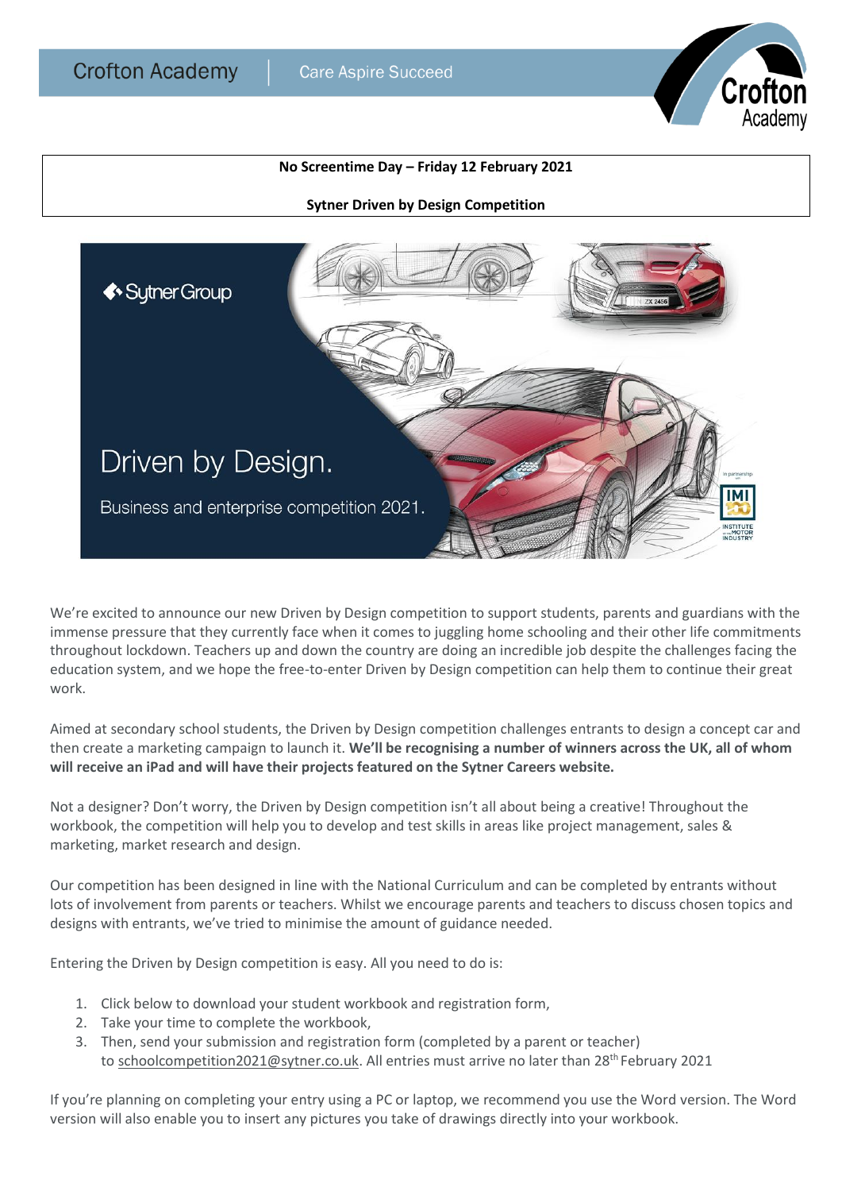**No Screentime Day – Friday 12 February 2021**

**Sytner Driven by Design Competition**

We're excited to announce our new Driven by Design competition to support students, parents and guardians with the immense pressure that they currently face when it comes to juggling home schooling and their other life commitments throughout lockdown. Teachers up and down the country are doing an incredible job despite the challenges facing the education system, and we hope the free-to-enter Driven by Design competition can help them to continue their great work.

Aimed at secondary school students, the Driven by Design competition challenges entrants to design a concept car and then create a marketing campaign to launch it. **We'll be recognising a number of winners across the UK, all of whom will receive an iPad and will have their projects featured on the Sytner Careers website.**

Not a designer? Don't worry, the Driven by Design competition isn't all about being a creative! Throughout the workbook, the competition will help you to develop and test skills in areas like project management, sales & marketing, market research and design.

Our competition has been designed in line with the National Curriculum and can be completed by entrants without lots of involvement from parents or teachers. Whilst we encourage parents and teachers to discuss chosen topics and designs with entrants, we've tried to minimise the amount of guidance needed.

Entering the Driven by Design competition is easy. All you need to do is:

1. Click below to download your student workbook and registration form,
2. Take your time to complete the workbook,
3. Then, send your submission and registration form (completed by a parent or teacher) to schoolcompetition2021@sytner.co.uk. All entries must arrive no later than 28th February 2021

If you're planning on completing your entry using a PC or laptop, we recommend you use the Word version. The Word version will also enable you to insert any pictures you take of drawings directly into your workbook.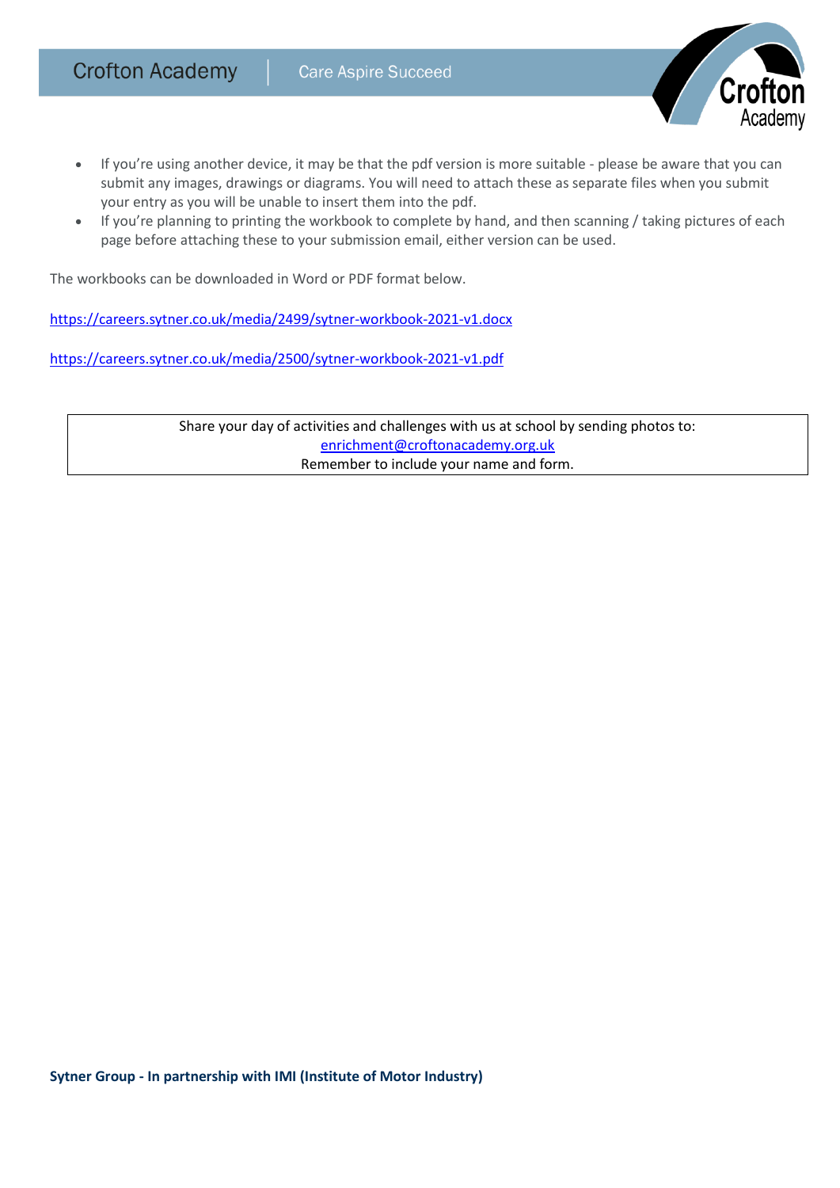- If you're using another device, it may be that the pdf version is more suitable - please be aware that you can submit any images, drawings or diagrams. You will need to attach these as separate files when you submit your entry as you will be unable to insert them into the pdf.
- If you're planning to printing the workbook to complete by hand, and then scanning / taking pictures of each page before attaching these to your submission email, either version can be used.

The workbooks can be downloaded in Word or PDF format below.

https://careers.sytner.co.uk/media/2499/sytner-workbook-2021-v1.docx

https://careers.sytner.co.uk/media/2500/sytner-workbook-2021-v1.pdf

Share your day of activities and challenges with us at school by sending photos to:
enrichment@croftonacademy.org.uk
Remember to include your name and form.

**Sytner Group - In partnership with IMI (Institute of Motor Industry)**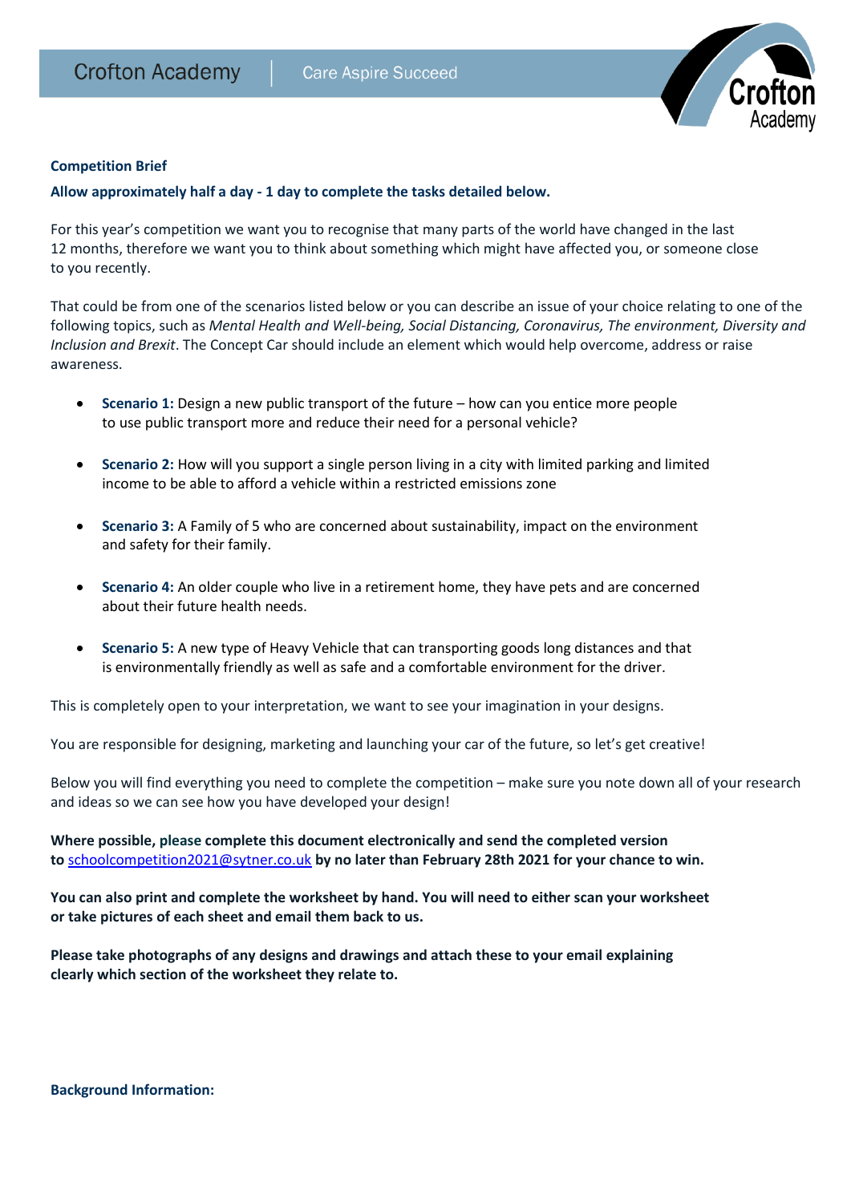**Competition Brief**

**Allow approximately half a day - 1 day to complete the tasks detailed below.**

For this year's competition we want you to recognise that many parts of the world have changed in the last 12 months, therefore we want you to think about something which might have affected you, or someone close to you recently.

That could be from one of the scenarios listed below or you can describe an issue of your choice relating to one of the following topics, such as *Mental Health and Well-being, Social Distancing, Coronavirus, The environment, Diversity and Inclusion and Brexit*. The Concept Car should include an element which would help overcome, address or raise awareness.

- **Scenario 1:** Design a new public transport of the future – how can you entice more people to use public transport more and reduce their need for a personal vehicle?
- **Scenario 2:** How will you support a single person living in a city with limited parking and limited income to be able to afford a vehicle within a restricted emissions zone
- **Scenario 3:** A Family of 5 who are concerned about sustainability, impact on the environment and safety for their family.
- **Scenario 4:** An older couple who live in a retirement home, they have pets and are concerned about their future health needs.
- **Scenario 5:** A new type of Heavy Vehicle that can transporting goods long distances and that is environmentally friendly as well as safe and a comfortable environment for the driver.

This is completely open to your interpretation, we want to see your imagination in your designs.

You are responsible for designing, marketing and launching your car of the future, so let's get creative!

Below you will find everything you need to complete the competition – make sure you note down all of your research and ideas so we can see how you have developed your design!

**Where possible, please complete this document electronically and send the completed version to** schoolcompetition2021@sytner.co.uk **by no later than February 28th 2021 for your chance to win.**

**You can also print and complete the worksheet by hand. You will need to either scan your worksheet or take pictures of each sheet and email them back to us.**

**Please take photographs of any designs and drawings and attach these to your email explaining clearly which section of the worksheet they relate to.**

**Background Information:**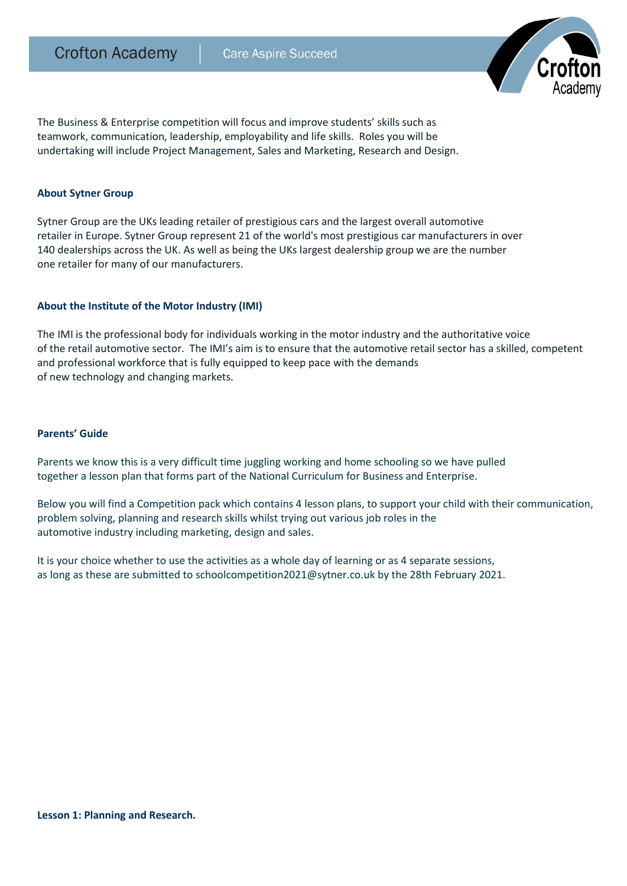The Business & Enterprise competition will focus and improve students' skills such as teamwork, communication, leadership, employability and life skills. Roles you will be undertaking will include Project Management, Sales and Marketing, Research and Design.

### About Sytner Group

Sytner Group are the UKs leading retailer of prestigious cars and the largest overall automotive retailer in Europe. Sytner Group represent 21 of the world's most prestigious car manufacturers in over 140 dealerships across the UK. As well as being the UKs largest dealership group we are the number one retailer for many of our manufacturers.

### About the Institute of the Motor Industry (IMI)

The IMI is the professional body for individuals working in the motor industry and the authoritative voice of the retail automotive sector. The IMI's aim is to ensure that the automotive retail sector has a skilled, competent and professional workforce that is fully equipped to keep pace with the demands of new technology and changing markets.

### Parents' Guide

Parents we know this is a very difficult time juggling working and home schooling so we have pulled together a lesson plan that forms part of the National Curriculum for Business and Enterprise.

Below you will find a Competition pack which contains 4 lesson plans, to support your child with their communication, problem solving, planning and research skills whilst trying out various job roles in the automotive industry including marketing, design and sales.

It is your choice whether to use the activities as a whole day of learning or as 4 separate sessions, as long as these are submitted to schoolcompetition2021@sytner.co.uk by the 28th February 2021.

### Lesson 1: Planning and Research.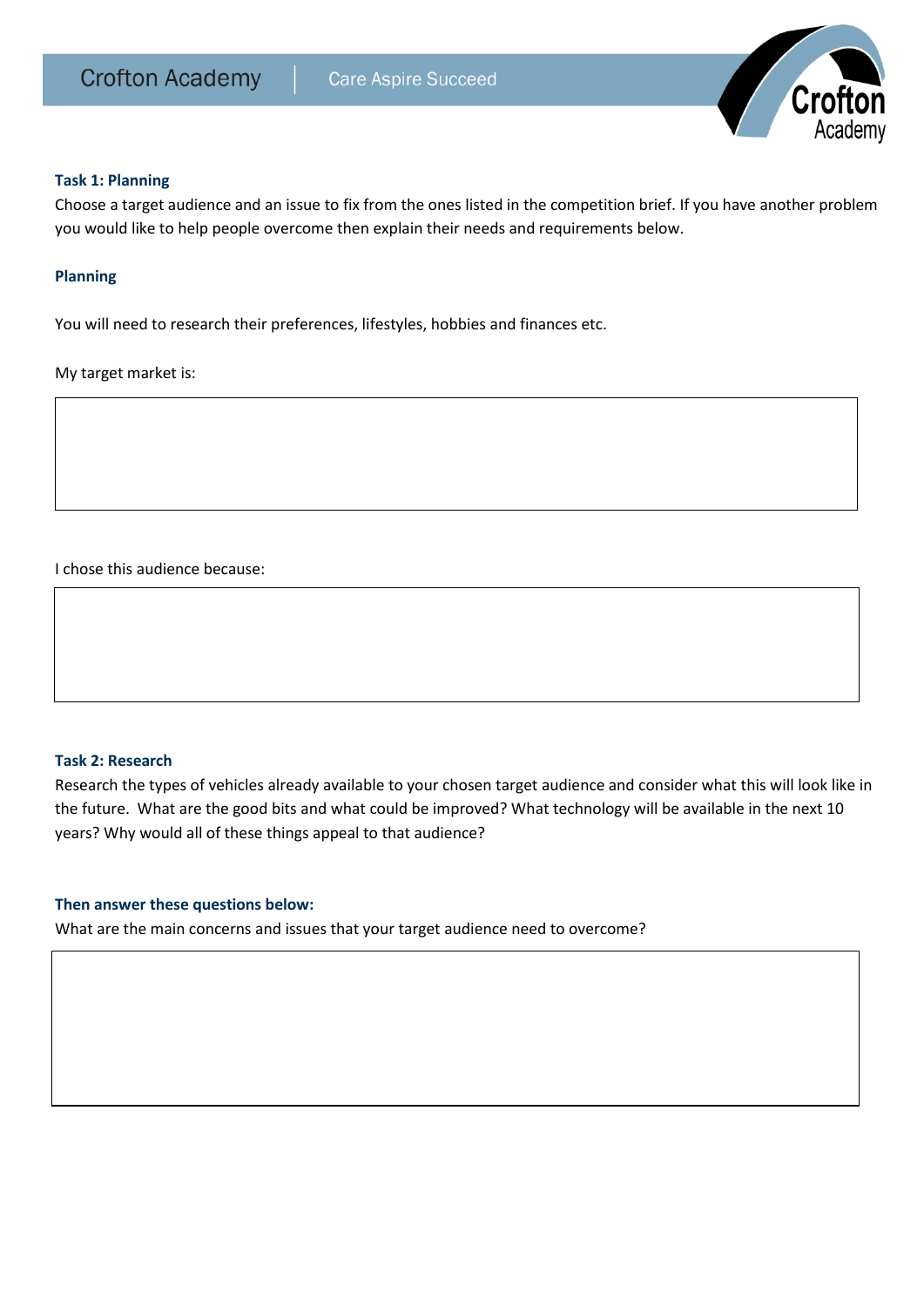### Task 1: Planning

Choose a target audience and an issue to fix from the ones listed in the competition brief. If you have another problem you would like to help people overcome then explain their needs and requirements below.

### Planning

You will need to research their preferences, lifestyles, hobbies and finances etc.

My target market is:

I chose this audience because:

### Task 2: Research

Research the types of vehicles already available to your chosen target audience and consider what this will look like in the future. What are the good bits and what could be improved? What technology will be available in the next 10 years? Why would all of these things appeal to that audience?

**Then answer these questions below:**

What are the main concerns and issues that your target audience need to overcome?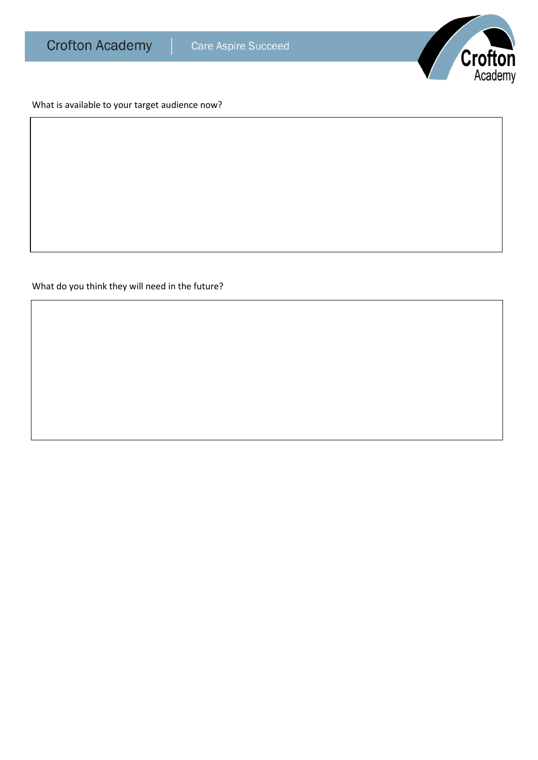What is available to your target audience now?

What do you think they will need in the future?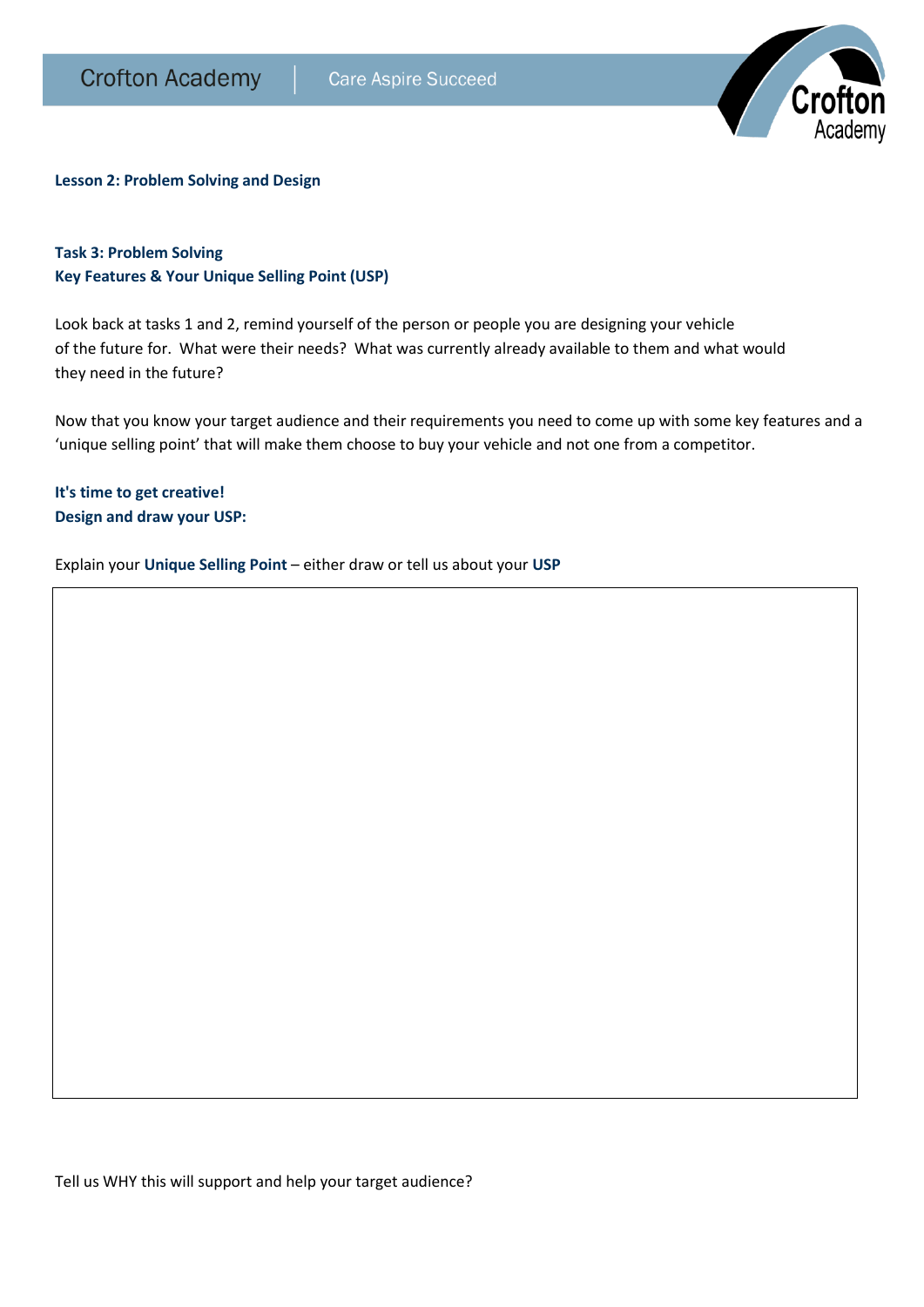**Lesson 2: Problem Solving and Design**

**Task 3: Problem Solving**
**Key Features & Your Unique Selling Point (USP)**

Look back at tasks 1 and 2, remind yourself of the person or people you are designing your vehicle of the future for. What were their needs? What was currently already available to them and what would they need in the future?

Now that you know your target audience and their requirements you need to come up with some key features and a 'unique selling point' that will make them choose to buy your vehicle and not one from a competitor.

**It's time to get creative!**
**Design and draw your USP:**

Explain your **Unique Selling Point** – either draw or tell us about your **USP**

| |
|---|
| |

Tell us WHY this will support and help your target audience?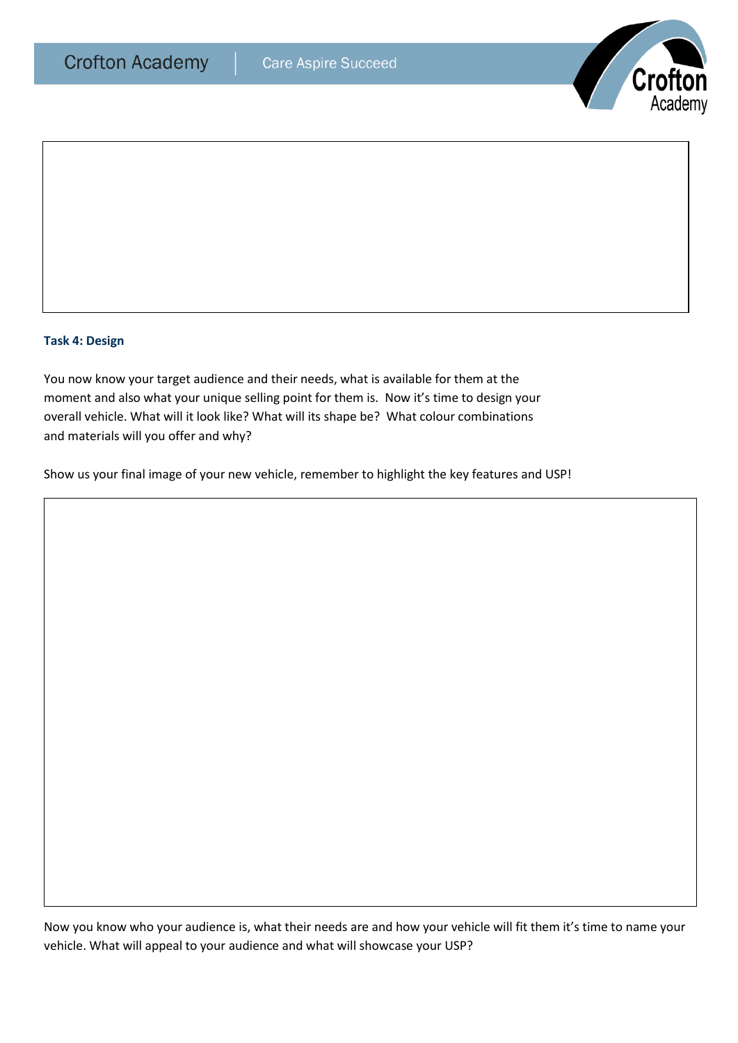**Task 4: Design**

You now know your target audience and their needs, what is available for them at the moment and also what your unique selling point for them is.  Now it's time to design your overall vehicle. What will it look like? What will its shape be?  What colour combinations and materials will you offer and why?

Show us your final image of your new vehicle, remember to highlight the key features and USP!

Now you know who your audience is, what their needs are and how your vehicle will fit them it's time to name your vehicle. What will appeal to your audience and what will showcase your USP?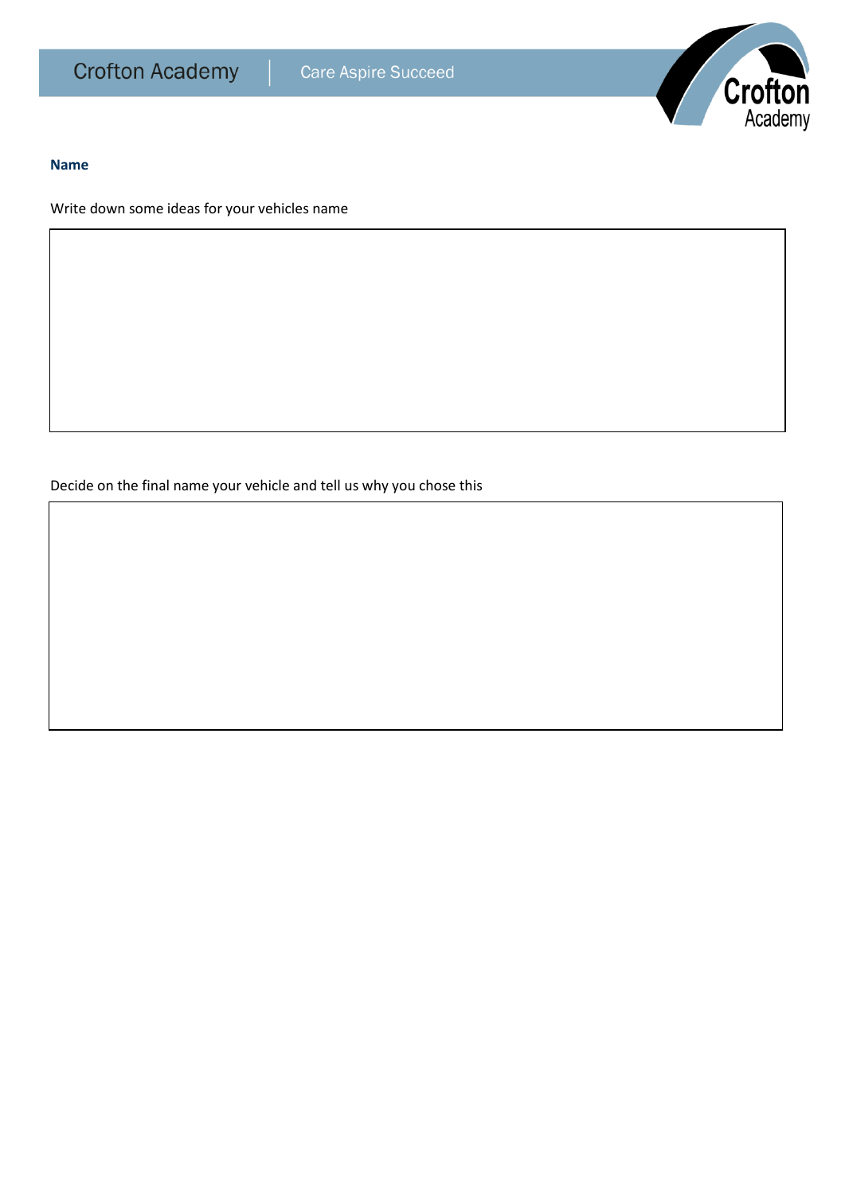## Name

Write down some ideas for your vehicles name

Decide on the final name your vehicle and tell us why you chose this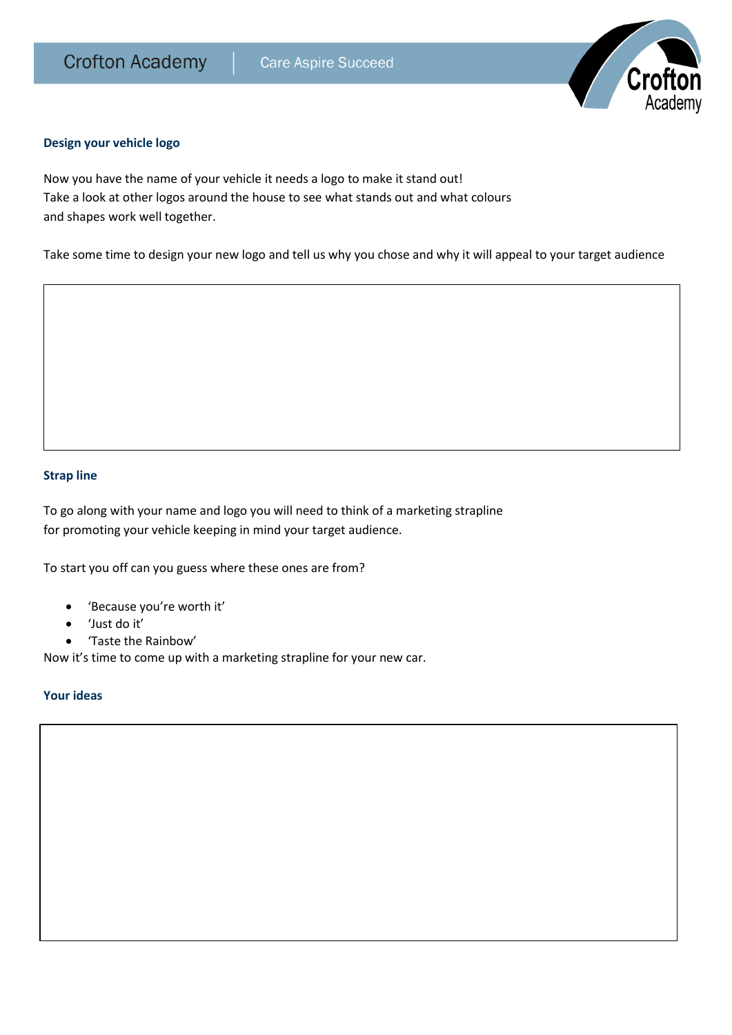## Design your vehicle logo

Now you have the name of your vehicle it needs a logo to make it stand out!
Take a look at other logos around the house to see what stands out and what colours and shapes work well together.

Take some time to design your new logo and tell us why you chose and why it will appeal to your target audience

## Strap line

To go along with your name and logo you will need to think of a marketing strapline for promoting your vehicle keeping in mind your target audience.

To start you off can you guess where these ones are from?

- 'Because you're worth it'
- 'Just do it'
- 'Taste the Rainbow'

Now it's time to come up with a marketing strapline for your new car.

## Your ideas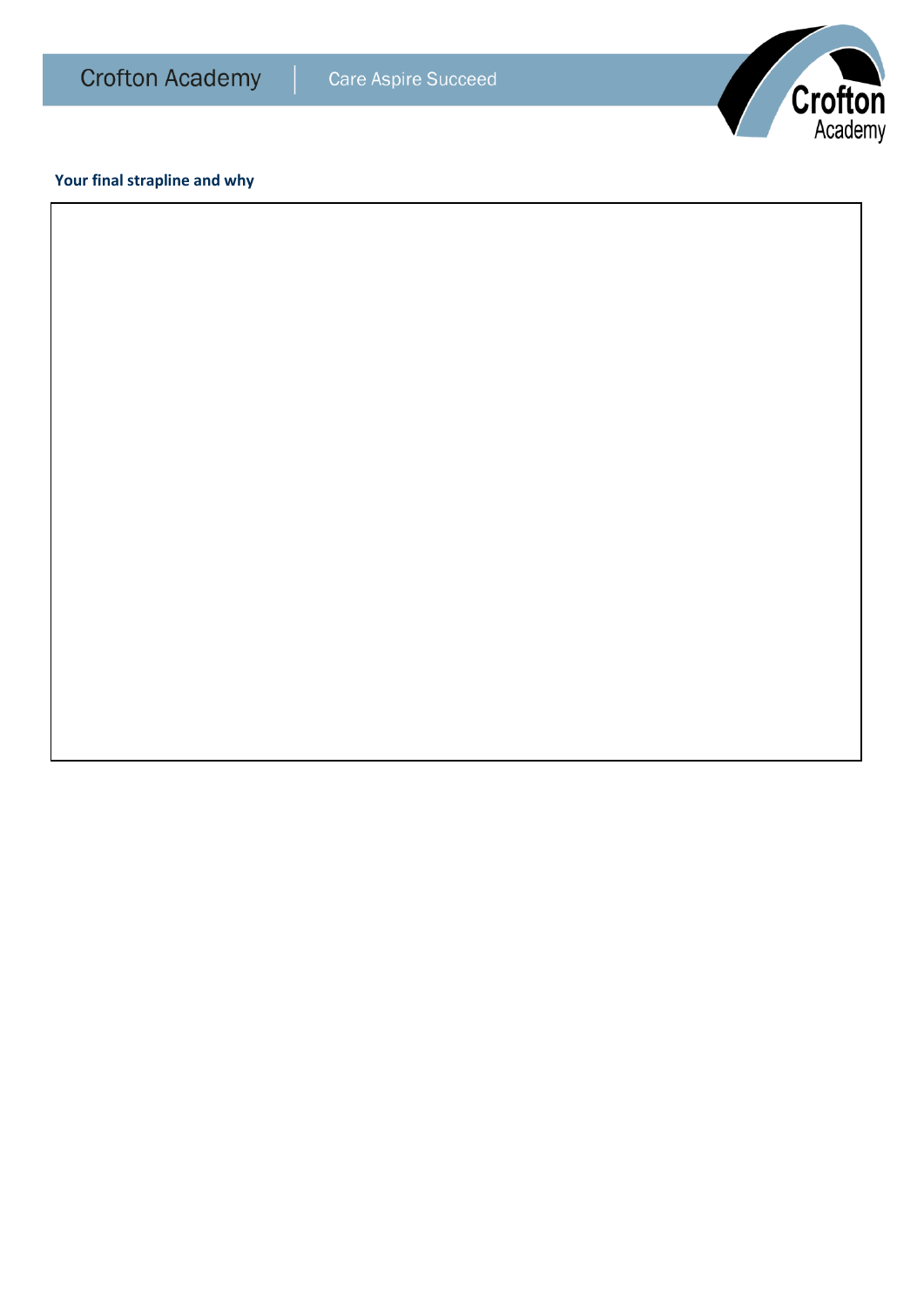**Your final strapline and why**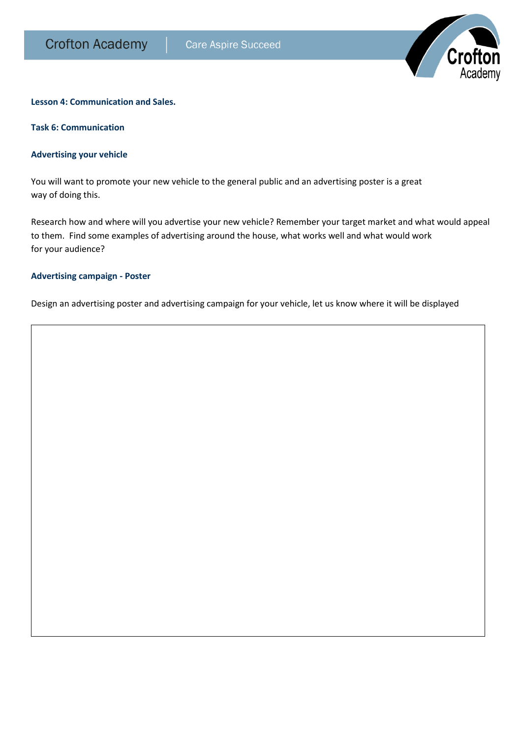**Lesson 4: Communication and Sales.**

**Task 6: Communication**

**Advertising your vehicle**

You will want to promote your new vehicle to the general public and an advertising poster is a great way of doing this.

Research how and where will you advertise your new vehicle? Remember your target market and what would appeal to them. Find some examples of advertising around the house, what works well and what would work for your audience?

**Advertising campaign - Poster**

Design an advertising poster and advertising campaign for your vehicle, let us know where it will be displayed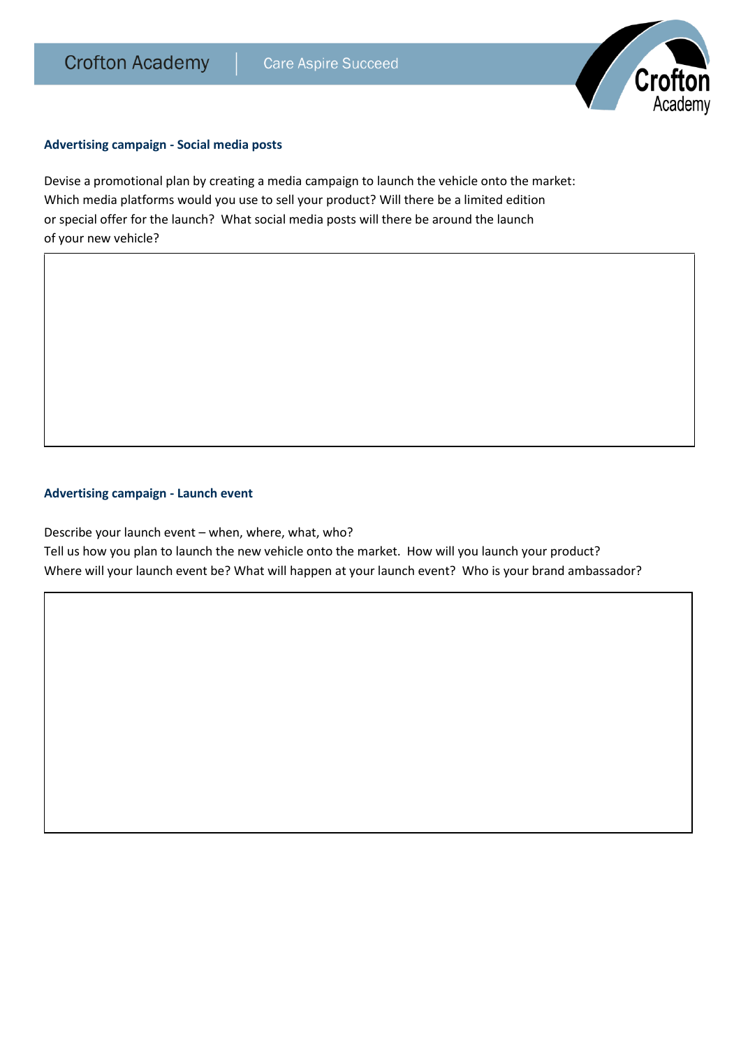## Advertising campaign - Social media posts

Devise a promotional plan by creating a media campaign to launch the vehicle onto the market:
Which media platforms would you use to sell your product? Will there be a limited edition
or special offer for the launch? What social media posts will there be around the launch
of your new vehicle?

## Advertising campaign - Launch event

Describe your launch event – when, where, what, who?
Tell us how you plan to launch the new vehicle onto the market. How will you launch your product?
Where will your launch event be? What will happen at your launch event? Who is your brand ambassador?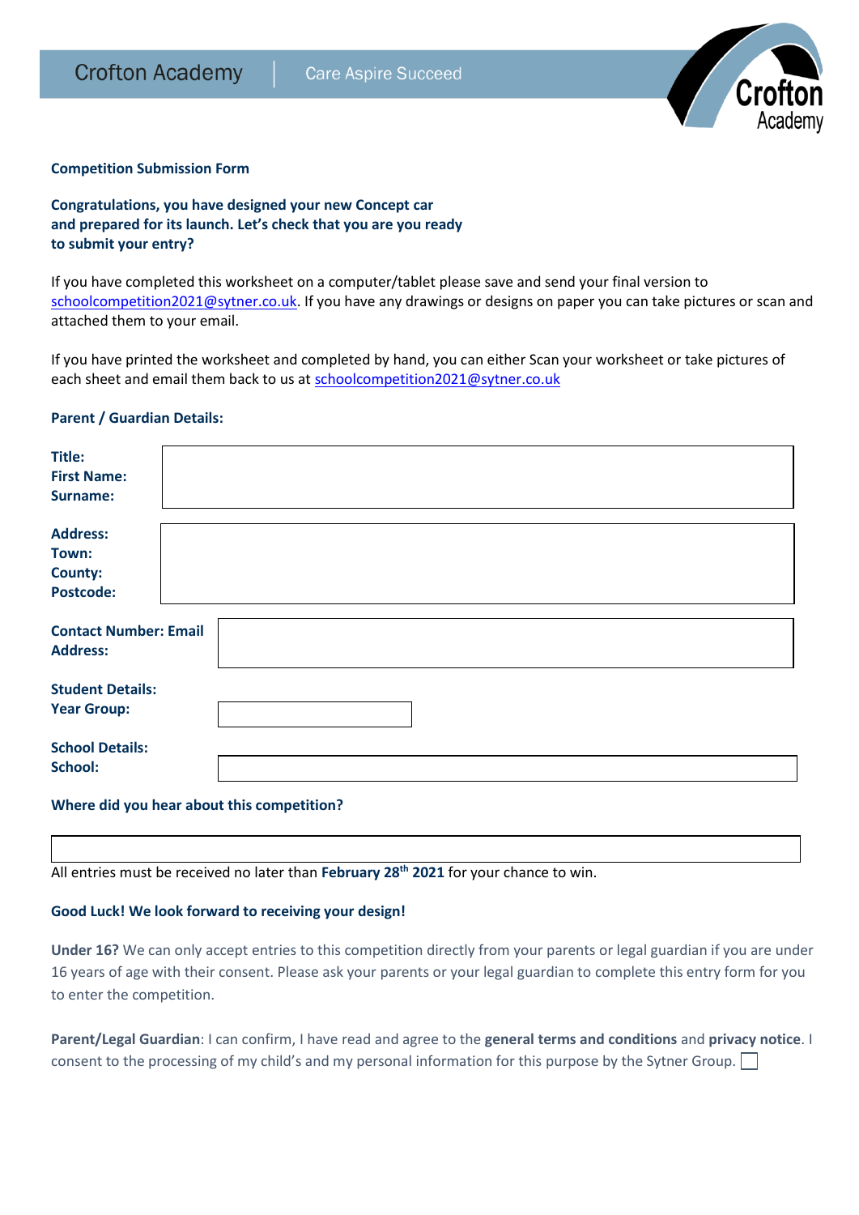**Competition Submission Form**

**Congratulations, you have designed your new Concept car and prepared for its launch. Let's check that you are you ready to submit your entry?**

If you have completed this worksheet on a computer/tablet please save and send your final version to schoolcompetition2021@sytner.co.uk. If you have any drawings or designs on paper you can take pictures or scan and attached them to your email.

If you have printed the worksheet and completed by hand, you can either Scan your worksheet or take pictures of each sheet and email them back to us at schoolcompetition2021@sytner.co.uk

**Parent / Guardian Details:**

**Title:**
**First Name:**
**Surname:**

**Address:**
**Town:**
**County:**
**Postcode:**

**Contact Number: Email Address:**

**Student Details:**
**Year Group:**

**School Details:**
**School:**

**Where did you hear about this competition?**

All entries must be received no later than **February 28th 2021** for your chance to win.

**Good Luck! We look forward to receiving your design!**

**Under 16?** We can only accept entries to this competition directly from your parents or legal guardian if you are under 16 years of age with their consent. Please ask your parents or your legal guardian to complete this entry form for you to enter the competition.

**Parent/Legal Guardian**: I can confirm, I have read and agree to the **general terms and conditions** and **privacy notice**. I consent to the processing of my child's and my personal information for this purpose by the Sytner Group. ☐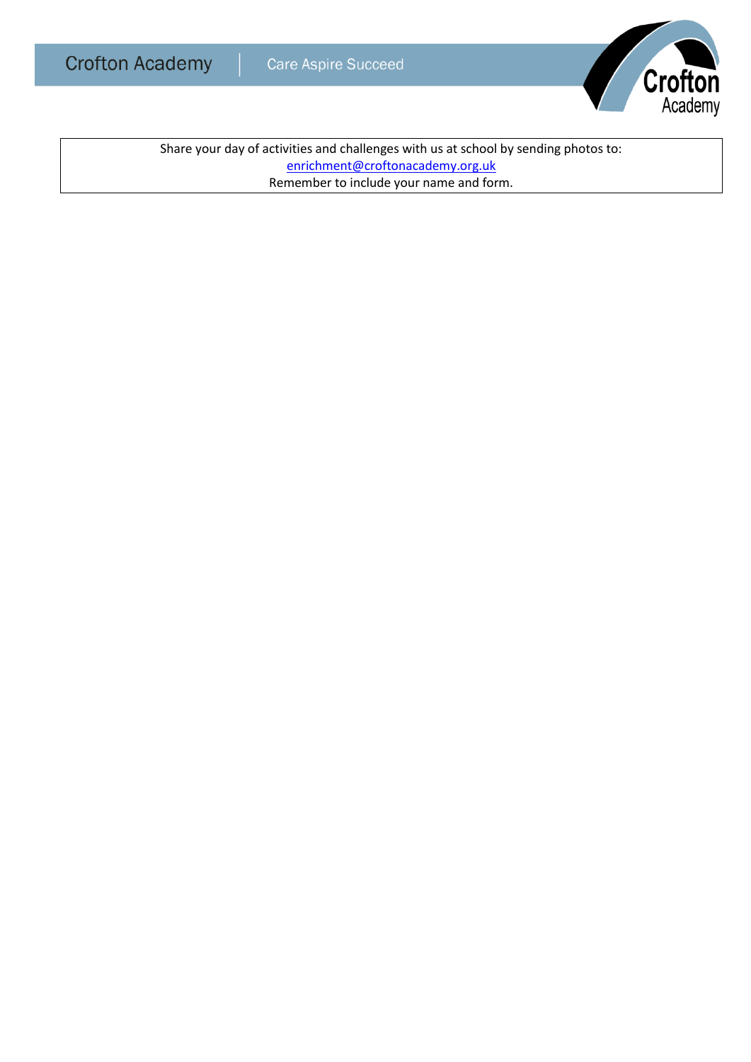Share your day of activities and challenges with us at school by sending photos to:
enrichment@croftonacademy.org.uk
Remember to include your name and form.